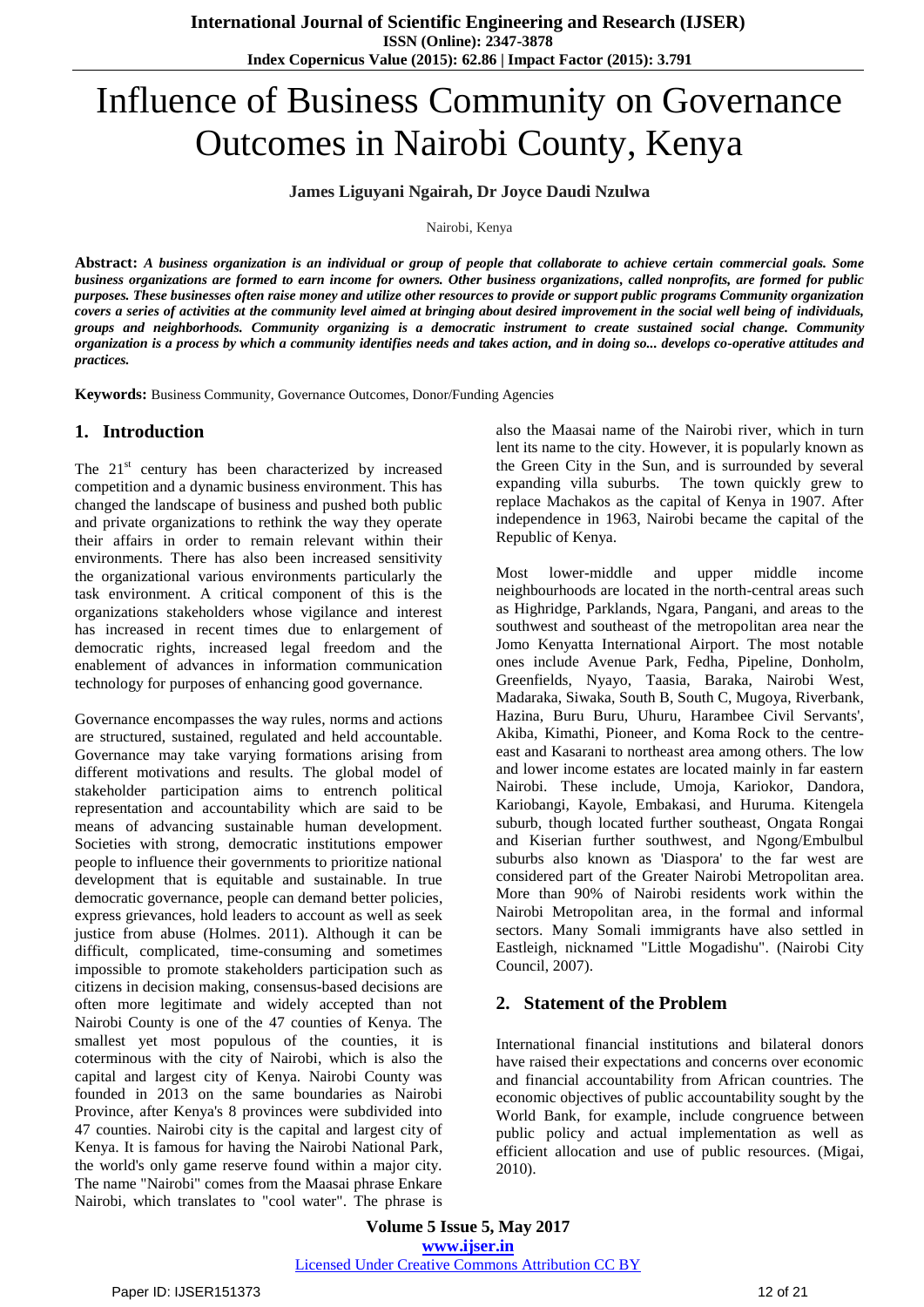# Influence of Business Community on Governance Outcomes in Nairobi County, Kenya

**James Liguyani Ngairah, Dr Joyce Daudi Nzulwa**

Nairobi, Kenya

**Abstract:** ***A business organization is an individual or group of people that collaborate to achieve certain commercial goals. Some business organizations are formed to earn income for owners. Other business organizations, called nonprofits, are formed for public purposes. These businesses often raise money and utilize other resources to provide or support public programs Community organization covers a series of activities at the community level aimed at bringing about desired improvement in the social well being of individuals, groups and neighborhoods. Community organizing is a democratic instrument to create sustained social change. Community organization is a process by which a community identifies needs and takes action, and in doing so... develops co-operative attitudes and practices.***

**Keywords:** Business Community, Governance Outcomes, Donor/Funding Agencies

## 1. Introduction

The 21st century has been characterized by increased competition and a dynamic business environment. This has changed the landscape of business and pushed both public and private organizations to rethink the way they operate their affairs in order to remain relevant within their environments. There has also been increased sensitivity the organizational various environments particularly the task environment. A critical component of this is the organizations stakeholders whose vigilance and interest has increased in recent times due to enlargement of democratic rights, increased legal freedom and the enablement of advances in information communication technology for purposes of enhancing good governance.

Governance encompasses the way rules, norms and actions are structured, sustained, regulated and held accountable. Governance may take varying formations arising from different motivations and results. The global model of stakeholder participation aims to entrench political representation and accountability which are said to be means of advancing sustainable human development. Societies with strong, democratic institutions empower people to influence their governments to prioritize national development that is equitable and sustainable. In true democratic governance, people can demand better policies, express grievances, hold leaders to account as well as seek justice from abuse (Holmes. 2011). Although it can be difficult, complicated, time-consuming and sometimes impossible to promote stakeholders participation such as citizens in decision making, consensus-based decisions are often more legitimate and widely accepted than not Nairobi County is one of the 47 counties of Kenya. The smallest yet most populous of the counties, it is coterminous with the city of Nairobi, which is also the capital and largest city of Kenya. Nairobi County was founded in 2013 on the same boundaries as Nairobi Province, after Kenya's 8 provinces were subdivided into 47 counties. Nairobi city is the capital and largest city of Kenya. It is famous for having the Nairobi National Park, the world's only game reserve found within a major city. The name "Nairobi" comes from the Maasai phrase Enkare Nairobi, which translates to "cool water". The phrase is also the Maasai name of the Nairobi river, which in turn lent its name to the city. However, it is popularly known as the Green City in the Sun, and is surrounded by several expanding villa suburbs. The town quickly grew to replace Machakos as the capital of Kenya in 1907. After independence in 1963, Nairobi became the capital of the Republic of Kenya.

Most lower-middle and upper middle income neighbourhoods are located in the north-central areas such as Highridge, Parklands, Ngara, Pangani, and areas to the southwest and southeast of the metropolitan area near the Jomo Kenyatta International Airport. The most notable ones include Avenue Park, Fedha, Pipeline, Donholm, Greenfields, Nyayo, Taasia, Baraka, Nairobi West, Madaraka, Siwaka, South B, South C, Mugoya, Riverbank, Hazina, Buru Buru, Uhuru, Harambee Civil Servants', Akiba, Kimathi, Pioneer, and Koma Rock to the centre-east and Kasarani to northeast area among others. The low and lower income estates are located mainly in far eastern Nairobi. These include, Umoja, Kariokor, Dandora, Kariobangi, Kayole, Embakasi, and Huruma. Kitengela suburb, though located further southeast, Ongata Rongai and Kiserian further southwest, and Ngong/Embulbul suburbs also known as 'Diaspora' to the far west are considered part of the Greater Nairobi Metropolitan area. More than 90% of Nairobi residents work within the Nairobi Metropolitan area, in the formal and informal sectors. Many Somali immigrants have also settled in Eastleigh, nicknamed "Little Mogadishu". (Nairobi City Council, 2007).

## 2. Statement of the Problem

International financial institutions and bilateral donors have raised their expectations and concerns over economic and financial accountability from African countries. The economic objectives of public accountability sought by the World Bank, for example, include congruence between public policy and actual implementation as well as efficient allocation and use of public resources. (Migai, 2010).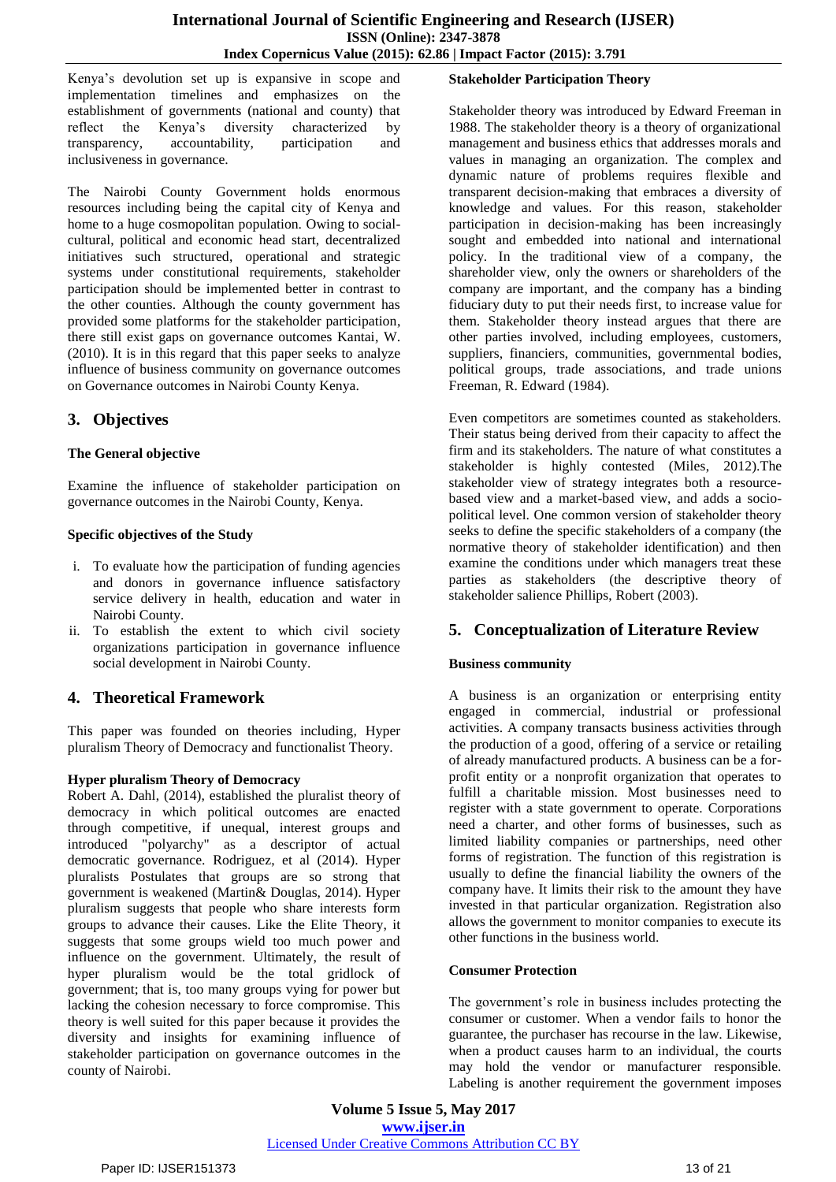Kenya's devolution set up is expansive in scope and implementation timelines and emphasizes on the establishment of governments (national and county) that reflect the Kenya's diversity characterized by transparency, accountability, participation and inclusiveness in governance.

The Nairobi County Government holds enormous resources including being the capital city of Kenya and home to a huge cosmopolitan population. Owing to social-cultural, political and economic head start, decentralized initiatives such structured, operational and strategic systems under constitutional requirements, stakeholder participation should be implemented better in contrast to the other counties. Although the county government has provided some platforms for the stakeholder participation, there still exist gaps on governance outcomes Kantai, W. (2010). It is in this regard that this paper seeks to analyze influence of business community on governance outcomes on Governance outcomes in Nairobi County Kenya.

## 3. Objectives

**The General objective**

Examine the influence of stakeholder participation on governance outcomes in the Nairobi County, Kenya.

**Specific objectives of the Study**

i. To evaluate how the participation of funding agencies and donors in governance influence satisfactory service delivery in health, education and water in Nairobi County.
ii. To establish the extent to which civil society organizations participation in governance influence social development in Nairobi County.

## 4. Theoretical Framework

This paper was founded on theories including, Hyper pluralism Theory of Democracy and functionalist Theory.

**Hyper pluralism Theory of Democracy**

Robert A. Dahl, (2014), established the pluralist theory of democracy in which political outcomes are enacted through competitive, if unequal, interest groups and introduced "polyarchy" as a descriptor of actual democratic governance. Rodriguez, et al (2014). Hyper pluralists Postulates that groups are so strong that government is weakened (Martin& Douglas, 2014). Hyper pluralism suggests that people who share interests form groups to advance their causes. Like the Elite Theory, it suggests that some groups wield too much power and influence on the government. Ultimately, the result of hyper pluralism would be the total gridlock of government; that is, too many groups vying for power but lacking the cohesion necessary to force compromise. This theory is well suited for this paper because it provides the diversity and insights for examining influence of stakeholder participation on governance outcomes in the county of Nairobi.

**Stakeholder Participation Theory**

Stakeholder theory was introduced by Edward Freeman in 1988. The stakeholder theory is a theory of organizational management and business ethics that addresses morals and values in managing an organization. The complex and dynamic nature of problems requires flexible and transparent decision-making that embraces a diversity of knowledge and values. For this reason, stakeholder participation in decision-making has been increasingly sought and embedded into national and international policy. In the traditional view of a company, the shareholder view, only the owners or shareholders of the company are important, and the company has a binding fiduciary duty to put their needs first, to increase value for them. Stakeholder theory instead argues that there are other parties involved, including employees, customers, suppliers, financiers, communities, governmental bodies, political groups, trade associations, and trade unions Freeman, R. Edward (1984).

Even competitors are sometimes counted as stakeholders. Their status being derived from their capacity to affect the firm and its stakeholders. The nature of what constitutes a stakeholder is highly contested (Miles, 2012).The stakeholder view of strategy integrates both a resource-based view and a market-based view, and adds a socio-political level. One common version of stakeholder theory seeks to define the specific stakeholders of a company (the normative theory of stakeholder identification) and then examine the conditions under which managers treat these parties as stakeholders (the descriptive theory of stakeholder salience Phillips, Robert (2003).

## 5. Conceptualization of Literature Review

**Business community**

A business is an organization or enterprising entity engaged in commercial, industrial or professional activities. A company transacts business activities through the production of a good, offering of a service or retailing of already manufactured products. A business can be a for-profit entity or a nonprofit organization that operates to fulfill a charitable mission. Most businesses need to register with a state government to operate. Corporations need a charter, and other forms of businesses, such as limited liability companies or partnerships, need other forms of registration. The function of this registration is usually to define the financial liability the owners of the company have. It limits their risk to the amount they have invested in that particular organization. Registration also allows the government to monitor companies to execute its other functions in the business world.

**Consumer Protection**

The government's role in business includes protecting the consumer or customer. When a vendor fails to honor the guarantee, the purchaser has recourse in the law. Likewise, when a product causes harm to an individual, the courts may hold the vendor or manufacturer responsible. Labeling is another requirement the government imposes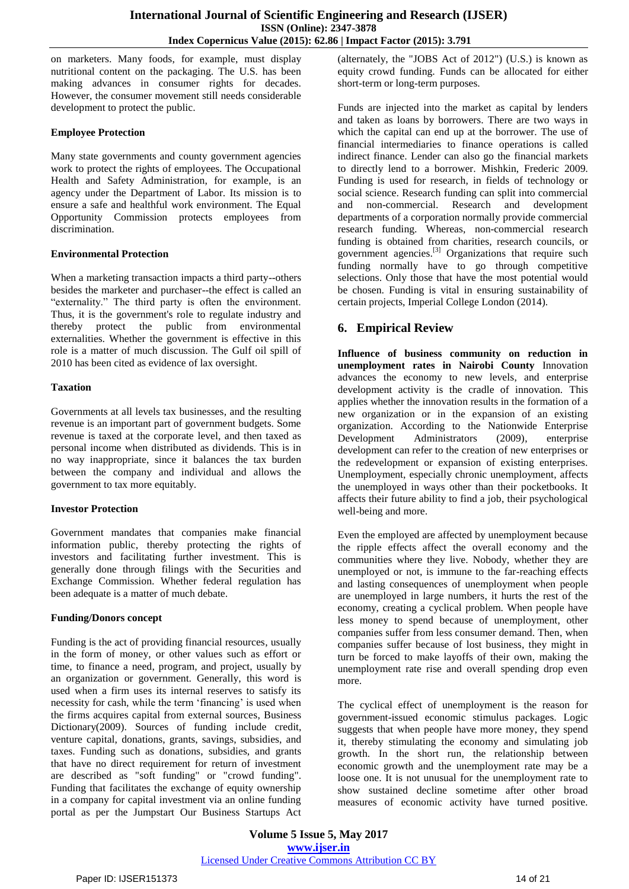on marketers. Many foods, for example, must display nutritional content on the packaging. The U.S. has been making advances in consumer rights for decades. However, the consumer movement still needs considerable development to protect the public.

**Employee Protection**

Many state governments and county government agencies work to protect the rights of employees. The Occupational Health and Safety Administration, for example, is an agency under the Department of Labor. Its mission is to ensure a safe and healthful work environment. The Equal Opportunity Commission protects employees from discrimination.

**Environmental Protection**

When a marketing transaction impacts a third party--others besides the marketer and purchaser--the effect is called an "externality." The third party is often the environment. Thus, it is the government's role to regulate industry and thereby protect the public from environmental externalities. Whether the government is effective in this role is a matter of much discussion. The Gulf oil spill of 2010 has been cited as evidence of lax oversight.

**Taxation**

Governments at all levels tax businesses, and the resulting revenue is an important part of government budgets. Some revenue is taxed at the corporate level, and then taxed as personal income when distributed as dividends. This is in no way inappropriate, since it balances the tax burden between the company and individual and allows the government to tax more equitably.

**Investor Protection**

Government mandates that companies make financial information public, thereby protecting the rights of investors and facilitating further investment. This is generally done through filings with the Securities and Exchange Commission. Whether federal regulation has been adequate is a matter of much debate.

**Funding/Donors concept**

Funding is the act of providing financial resources, usually in the form of money, or other values such as effort or time, to finance a need, program, and project, usually by an organization or government. Generally, this word is used when a firm uses its internal reserves to satisfy its necessity for cash, while the term 'financing' is used when the firms acquires capital from external sources, Business Dictionary(2009). Sources of funding include credit, venture capital, donations, grants, savings, subsidies, and taxes. Funding such as donations, subsidies, and grants that have no direct requirement for return of investment are described as "soft funding" or "crowd funding". Funding that facilitates the exchange of equity ownership in a company for capital investment via an online funding portal as per the Jumpstart Our Business Startups Act (alternately, the "JOBS Act of 2012") (U.S.) is known as equity crowd funding. Funds can be allocated for either short-term or long-term purposes.

Funds are injected into the market as capital by lenders and taken as loans by borrowers. There are two ways in which the capital can end up at the borrower. The use of financial intermediaries to finance operations is called indirect finance. Lender can also go the financial markets to directly lend to a borrower. Mishkin, Frederic 2009. Funding is used for research, in fields of technology or social science. Research funding can split into commercial and non-commercial. Research and development departments of a corporation normally provide commercial research funding. Whereas, non-commercial research funding is obtained from charities, research councils, or government agencies.[3] Organizations that require such funding normally have to go through competitive selections. Only those that have the most potential would be chosen. Funding is vital in ensuring sustainability of certain projects, Imperial College London (2014).

## 6. Empirical Review

**Influence of business community on reduction in unemployment rates in Nairobi County** Innovation advances the economy to new levels, and enterprise development activity is the cradle of innovation. This applies whether the innovation results in the formation of a new organization or in the expansion of an existing organization. According to the Nationwide Enterprise Development Administrators (2009), enterprise development can refer to the creation of new enterprises or the redevelopment or expansion of existing enterprises. Unemployment, especially chronic unemployment, affects the unemployed in ways other than their pocketbooks. It affects their future ability to find a job, their psychological well-being and more.

Even the employed are affected by unemployment because the ripple effects affect the overall economy and the communities where they live. Nobody, whether they are unemployed or not, is immune to the far-reaching effects and lasting consequences of unemployment when people are unemployed in large numbers, it hurts the rest of the economy, creating a cyclical problem. When people have less money to spend because of unemployment, other companies suffer from less consumer demand. Then, when companies suffer because of lost business, they might in turn be forced to make layoffs of their own, making the unemployment rate rise and overall spending drop even more.

The cyclical effect of unemployment is the reason for government-issued economic stimulus packages. Logic suggests that when people have more money, they spend it, thereby stimulating the economy and simulating job growth. In the short run, the relationship between economic growth and the unemployment rate may be a loose one. It is not unusual for the unemployment rate to show sustained decline sometime after other broad measures of economic activity have turned positive.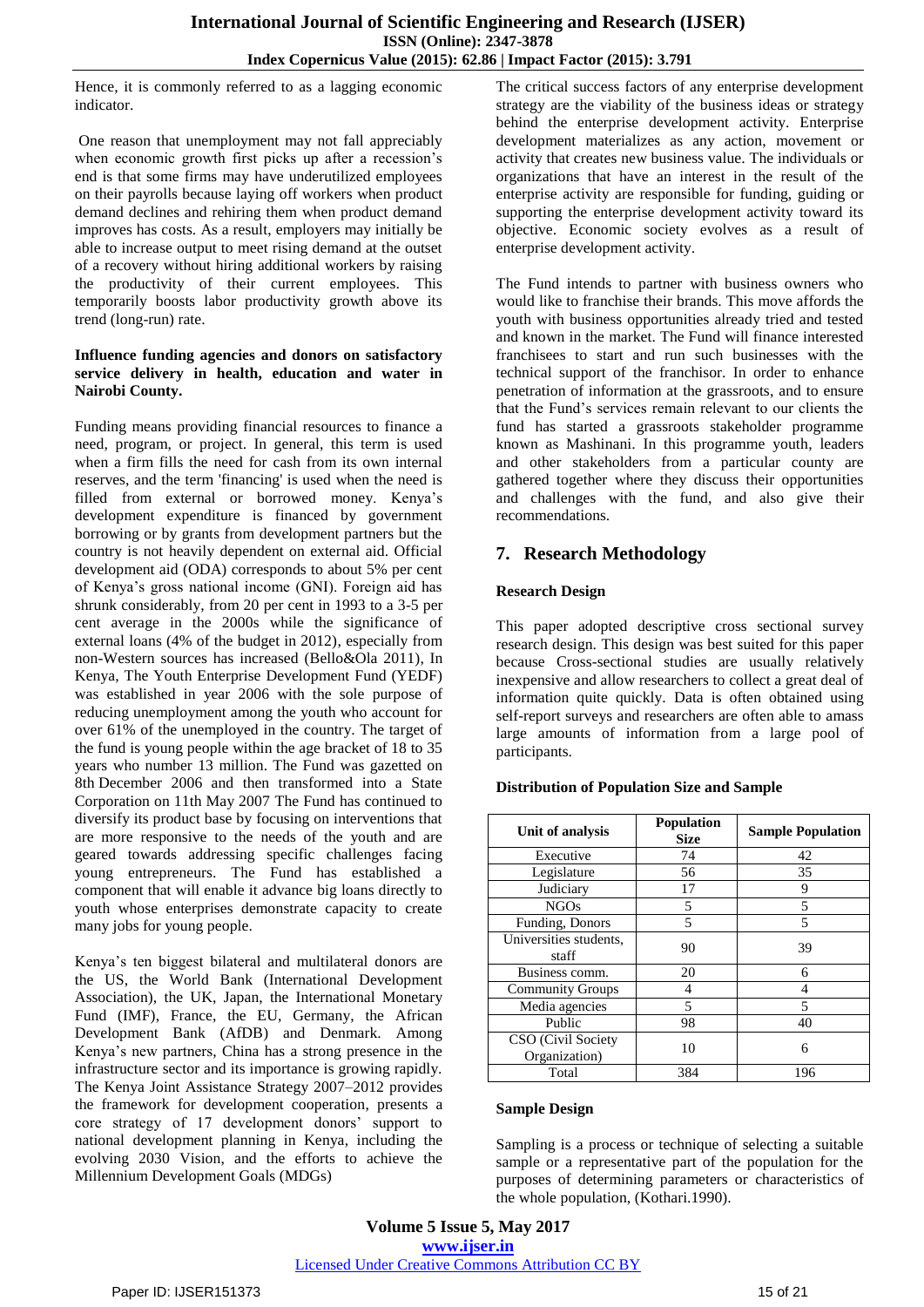Hence, it is commonly referred to as a lagging economic indicator.

One reason that unemployment may not fall appreciably when economic growth first picks up after a recession's end is that some firms may have underutilized employees on their payrolls because laying off workers when product demand declines and rehiring them when product demand improves has costs. As a result, employers may initially be able to increase output to meet rising demand at the outset of a recovery without hiring additional workers by raising the productivity of their current employees. This temporarily boosts labor productivity growth above its trend (long-run) rate.

**Influence funding agencies and donors on satisfactory service delivery in health, education and water in Nairobi County.**

Funding means providing financial resources to finance a need, program, or project. In general, this term is used when a firm fills the need for cash from its own internal reserves, and the term 'financing' is used when the need is filled from external or borrowed money. Kenya's development expenditure is financed by government borrowing or by grants from development partners but the country is not heavily dependent on external aid. Official development aid (ODA) corresponds to about 5% per cent of Kenya's gross national income (GNI). Foreign aid has shrunk considerably, from 20 per cent in 1993 to a 3-5 per cent average in the 2000s while the significance of external loans (4% of the budget in 2012), especially from non-Western sources has increased (Bello&Ola 2011), In Kenya, The Youth Enterprise Development Fund (YEDF) was established in year 2006 with the sole purpose of reducing unemployment among the youth who account for over 61% of the unemployed in the country. The target of the fund is young people within the age bracket of 18 to 35 years who number 13 million. The Fund was gazetted on 8th December 2006 and then transformed into a State Corporation on 11th May 2007 The Fund has continued to diversify its product base by focusing on interventions that are more responsive to the needs of the youth and are geared towards addressing specific challenges facing young entrepreneurs. The Fund has established a component that will enable it advance big loans directly to youth whose enterprises demonstrate capacity to create many jobs for young people.

Kenya's ten biggest bilateral and multilateral donors are the US, the World Bank (International Development Association), the UK, Japan, the International Monetary Fund (IMF), France, the EU, Germany, the African Development Bank (AfDB) and Denmark. Among Kenya's new partners, China has a strong presence in the infrastructure sector and its importance is growing rapidly. The Kenya Joint Assistance Strategy 2007–2012 provides the framework for development cooperation, presents a core strategy of 17 development donors' support to national development planning in Kenya, including the evolving 2030 Vision, and the efforts to achieve the Millennium Development Goals (MDGs)

The critical success factors of any enterprise development strategy are the viability of the business ideas or strategy behind the enterprise development activity. Enterprise development materializes as any action, movement or activity that creates new business value. The individuals or organizations that have an interest in the result of the enterprise activity are responsible for funding, guiding or supporting the enterprise development activity toward its objective. Economic society evolves as a result of enterprise development activity.

The Fund intends to partner with business owners who would like to franchise their brands. This move affords the youth with business opportunities already tried and tested and known in the market. The Fund will finance interested franchisees to start and run such businesses with the technical support of the franchisor. In order to enhance penetration of information at the grassroots, and to ensure that the Fund's services remain relevant to our clients the fund has started a grassroots stakeholder programme known as Mashinani. In this programme youth, leaders and other stakeholders from a particular county are gathered together where they discuss their opportunities and challenges with the fund, and also give their recommendations.

## 7. Research Methodology

**Research Design**

This paper adopted descriptive cross sectional survey research design. This design was best suited for this paper because Cross-sectional studies are usually relatively inexpensive and allow researchers to collect a great deal of information quite quickly. Data is often obtained using self-report surveys and researchers are often able to amass large amounts of information from a large pool of participants.

**Distribution of Population Size and Sample**

| Unit of analysis | Population Size | Sample Population |
|---|---|---|
| Executive | 74 | 42 |
| Legislature | 56 | 35 |
| Judiciary | 17 | 9 |
| NGOs | 5 | 5 |
| Funding, Donors | 5 | 5 |
| Universities students, staff | 90 | 39 |
| Business comm. | 20 | 6 |
| Community Groups | 4 | 4 |
| Media agencies | 5 | 5 |
| Public | 98 | 40 |
| CSO (Civil Society Organization) | 10 | 6 |
| Total | 384 | 196 |

**Sample Design**

Sampling is a process or technique of selecting a suitable sample or a representative part of the population for the purposes of determining parameters or characteristics of the whole population, (Kothari.1990).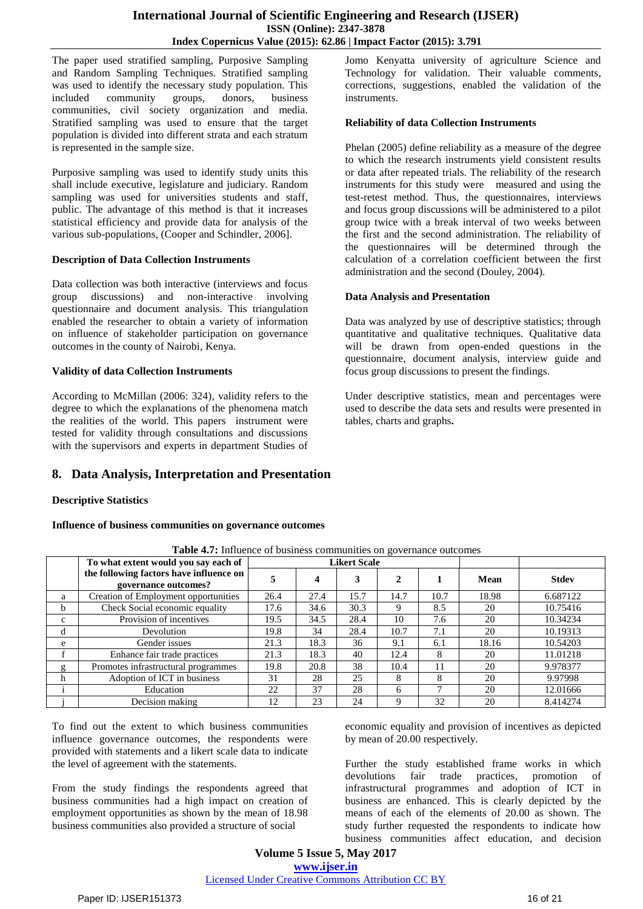The paper used stratified sampling, Purposive Sampling and Random Sampling Techniques. Stratified sampling was used to identify the necessary study population. This included community groups, donors, business communities, civil society organization and media. Stratified sampling was used to ensure that the target population is divided into different strata and each stratum is represented in the sample size.

Purposive sampling was used to identify study units this shall include executive, legislature and judiciary. Random sampling was used for universities students and staff, public. The advantage of this method is that it increases statistical efficiency and provide data for analysis of the various sub-populations, (Cooper and Schindler, 2006].

**Description of Data Collection Instruments**

Data collection was both interactive (interviews and focus group discussions) and non-interactive involving questionnaire and document analysis. This triangulation enabled the researcher to obtain a variety of information on influence of stakeholder participation on governance outcomes in the county of Nairobi, Kenya.

**Validity of data Collection Instruments**

According to McMillan (2006: 324), validity refers to the degree to which the explanations of the phenomena match the realities of the world. This papers instrument were tested for validity through consultations and discussions with the supervisors and experts in department Studies of Jomo Kenyatta university of agriculture Science and Technology for validation. Their valuable comments, corrections, suggestions, enabled the validation of the instruments.

**Reliability of data Collection Instruments**

Phelan (2005) define reliability as a measure of the degree to which the research instruments yield consistent results or data after repeated trials. The reliability of the research instruments for this study were measured and using the test-retest method. Thus, the questionnaires, interviews and focus group discussions will be administered to a pilot group twice with a break interval of two weeks between the first and the second administration. The reliability of the questionnaires will be determined through the calculation of a correlation coefficient between the first administration and the second (Douley, 2004).

**Data Analysis and Presentation**

Data was analyzed by use of descriptive statistics; through quantitative and qualitative techniques. Qualitative data will be drawn from open-ended questions in the questionnaire, document analysis, interview guide and focus group discussions to present the findings.

Under descriptive statistics, mean and percentages were used to describe the data sets and results were presented in tables, charts and graphs**.**

## 8. Data Analysis, Interpretation and Presentation

**Descriptive Statistics**

**Influence of business communities on governance outcomes**

**Table 4.7:** Influence of business communities on governance outcomes

| | To what extent would you say each of the following factors have influence on governance outcomes? | Likert Scale | | | | | | |
|---|---|---|---|---|---|---|---|---|
| | | 5 | 4 | 3 | 2 | 1 | Mean | Stdev |
| a | Creation of Employment opportunities | 26.4 | 27.4 | 15.7 | 14.7 | 10.7 | 18.98 | 6.687122 |
| b | Check Social economic equality | 17.6 | 34.6 | 30.3 | 9 | 8.5 | 20 | 10.75416 |
| c | Provision of incentives | 19.5 | 34.5 | 28.4 | 10 | 7.6 | 20 | 10.34234 |
| d | Devolution | 19.8 | 34 | 28.4 | 10.7 | 7.1 | 20 | 10.19313 |
| e | Gender issues | 21.3 | 18.3 | 36 | 9.1 | 6.1 | 18.16 | 10.54203 |
| f | Enhance fair trade practices | 21.3 | 18.3 | 40 | 12.4 | 8 | 20 | 11.01218 |
| g | Promotes infrastructural programmes | 19.8 | 20.8 | 38 | 10.4 | 11 | 20 | 9.978377 |
| h | Adoption of ICT in business | 31 | 28 | 25 | 8 | 8 | 20 | 9.97998 |
| i | Education | 22 | 37 | 28 | 6 | 7 | 20 | 12.01666 |
| j | Decision making | 12 | 23 | 24 | 9 | 32 | 20 | 8.414274 |

To find out the extent to which business communities influence governance outcomes, the respondents were provided with statements and a likert scale data to indicate the level of agreement with the statements.

From the study findings the respondents agreed that business communities had a high impact on creation of employment opportunities as shown by the mean of 18.98 business communities also provided a structure of social economic equality and provision of incentives as depicted by mean of 20.00 respectively.

Further the study established frame works in which devolutions fair trade practices, promotion of infrastructural programmes and adoption of ICT in business are enhanced. This is clearly depicted by the means of each of the elements of 20.00 as shown. The study further requested the respondents to indicate how business communities affect education, and decision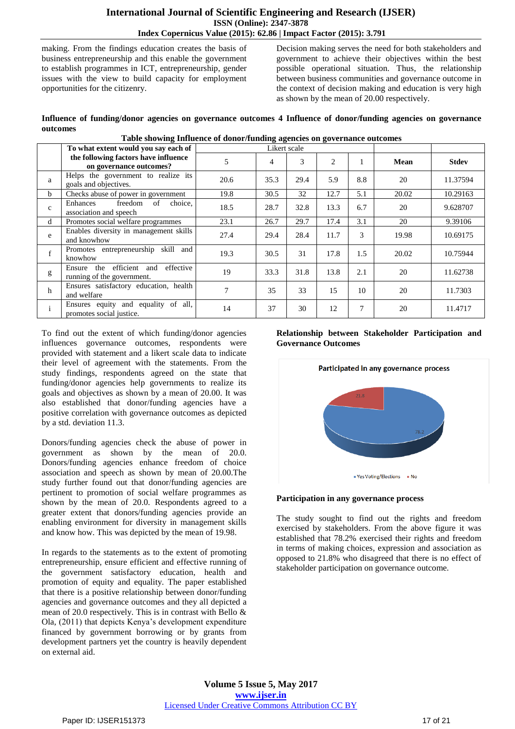making. From the findings education creates the basis of business entrepreneurship and this enable the government to establish programmes in ICT, entrepreneurship, gender issues with the view to build capacity for employment opportunities for the citizenry.

Decision making serves the need for both stakeholders and government to achieve their objectives within the best possible operational situation. Thus, the relationship between business communities and governance outcome in the context of decision making and education is very high as shown by the mean of 20.00 respectively.

**Influence of funding/donor agencies on governance outcomes 4 Influence of donor/funding agencies on governance outcomes**

**Table showing Influence of donor/funding agencies on governance outcomes**

| | To what extent would you say each of the following factors have influence on governance outcomes? | Likert scale | | | | | | |
|---|---|---|---|---|---|---|---|---|
| | | 5 | 4 | 3 | 2 | 1 | **Mean** | **Stdev** |
| a | Helps the government to realize its goals and objectives. | 20.6 | 35.3 | 29.4 | 5.9 | 8.8 | 20 | 11.37594 |
| b | Checks abuse of power in government | 19.8 | 30.5 | 32 | 12.7 | 5.1 | 20.02 | 10.29163 |
| c | Enhances freedom of choice, association and speech | 18.5 | 28.7 | 32.8 | 13.3 | 6.7 | 20 | 9.628707 |
| d | Promotes social welfare programmes | 23.1 | 26.7 | 29.7 | 17.4 | 3.1 | 20 | 9.39106 |
| e | Enables diversity in management skills and knowhow | 27.4 | 29.4 | 28.4 | 11.7 | 3 | 19.98 | 10.69175 |
| f | Promotes entrepreneurship skill and knowhow | 19.3 | 30.5 | 31 | 17.8 | 1.5 | 20.02 | 10.75944 |
| g | Ensure the efficient and effective running of the government. | 19 | 33.3 | 31.8 | 13.8 | 2.1 | 20 | 11.62738 |
| h | Ensures satisfactory education, health and welfare | 7 | 35 | 33 | 15 | 10 | 20 | 11.7303 |
| i | Ensures equity and equality of all, promotes social justice. | 14 | 37 | 30 | 12 | 7 | 20 | 11.4717 |

To find out the extent of which funding/donor agencies influences governance outcomes, respondents were provided with statement and a likert scale data to indicate their level of agreement with the statements. From the study findings, respondents agreed on the state that funding/donor agencies help governments to realize its goals and objectives as shown by a mean of 20.00. It was also established that donor/funding agencies have a positive correlation with governance outcomes as depicted by a std. deviation 11.3.

Donors/funding agencies check the abuse of power in government as shown by the mean of 20.0. Donors/funding agencies enhance freedom of choice association and speech as shown by mean of 20.00.The study further found out that donor/funding agencies are pertinent to promotion of social welfare programmes as shown by the mean of 20.0. Respondents agreed to a greater extent that donors/funding agencies provide an enabling environment for diversity in management skills and know how. This was depicted by the mean of 19.98.

In regards to the statements as to the extent of promoting entrepreneurship, ensure efficient and effective running of the government satisfactory education, health and promotion of equity and equality. The paper established that there is a positive relationship between donor/funding agencies and governance outcomes and they all depicted a mean of 20.0 respectively. This is in contrast with Bello & Ola, (2011) that depicts Kenya's development expenditure financed by government borrowing or by grants from development partners yet the country is heavily dependent on external aid.

**Relationship between Stakeholder Participation and Governance Outcomes**

Participated in any governance process

21.8

78.2

Yes Voting/Elections · No

**Participation in any governance process**

The study sought to find out the rights and freedom exercised by stakeholders. From the above figure it was established that 78.2% exercised their rights and freedom in terms of making choices, expression and association as opposed to 21.8% who disagreed that there is no effect of stakeholder participation on governance outcome.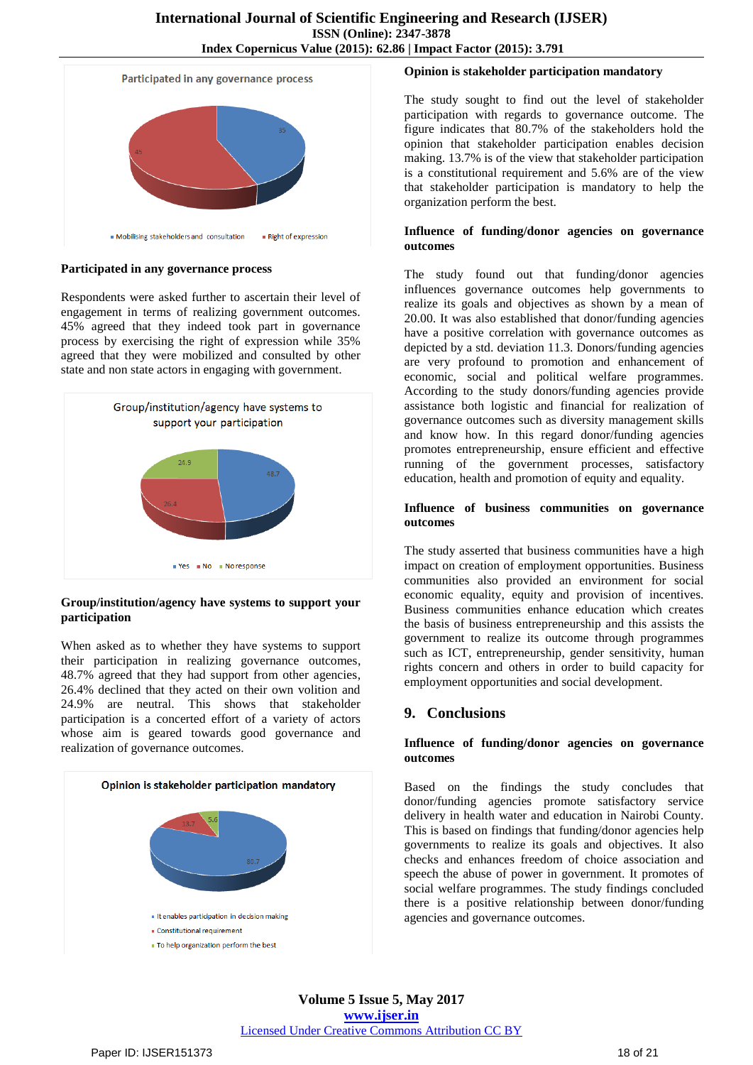Participated in any governance process

45

35

Mobilising stakeholders and consultation · Right of expression

**Participated in any governance process**

Respondents were asked further to ascertain their level of engagement in terms of realizing government outcomes. 45% agreed that they indeed took part in governance process by exercising the right of expression while 35% agreed that they were mobilized and consulted by other state and non state actors in engaging with government.

Group/institution/agency have systems to support your participation

24.9

48.7

26.4

Yes · No · No response

**Group/institution/agency have systems to support your participation**

When asked as to whether they have systems to support their participation in realizing governance outcomes, 48.7% agreed that they had support from other agencies, 26.4% declined that they acted on their own volition and 24.9% are neutral. This shows that stakeholder participation is a concerted effort of a variety of actors whose aim is geared towards good governance and realization of governance outcomes.

Opinion is stakeholder participation mandatory

13.7

5.6

80.7

- It enables participation in decision making
- Constitutional requirement
- To help organization perform the best

**Opinion is stakeholder participation mandatory**

The study sought to find out the level of stakeholder participation with regards to governance outcome. The figure indicates that 80.7% of the stakeholders hold the opinion that stakeholder participation enables decision making. 13.7% is of the view that stakeholder participation is a constitutional requirement and 5.6% are of the view that stakeholder participation is mandatory to help the organization perform the best.

**Influence of funding/donor agencies on governance outcomes**

The study found out that funding/donor agencies influences governance outcomes help governments to realize its goals and objectives as shown by a mean of 20.00. It was also established that donor/funding agencies have a positive correlation with governance outcomes as depicted by a std. deviation 11.3. Donors/funding agencies are very profound to promotion and enhancement of economic, social and political welfare programmes. According to the study donors/funding agencies provide assistance both logistic and financial for realization of governance outcomes such as diversity management skills and know how. In this regard donor/funding agencies promotes entrepreneurship, ensure efficient and effective running of the government processes, satisfactory education, health and promotion of equity and equality.

**Influence of business communities on governance outcomes**

The study asserted that business communities have a high impact on creation of employment opportunities. Business communities also provided an environment for social economic equality, equity and provision of incentives. Business communities enhance education which creates the basis of business entrepreneurship and this assists the government to realize its outcome through programmes such as ICT, entrepreneurship, gender sensitivity, human rights concern and others in order to build capacity for employment opportunities and social development.

## 9. Conclusions

**Influence of funding/donor agencies on governance outcomes**

Based on the findings the study concludes that donor/funding agencies promote satisfactory service delivery in health water and education in Nairobi County. This is based on findings that funding/donor agencies help governments to realize its goals and objectives. It also checks and enhances freedom of choice association and speech the abuse of power in government. It promotes of social welfare programmes. The study findings concluded there is a positive relationship between donor/funding agencies and governance outcomes.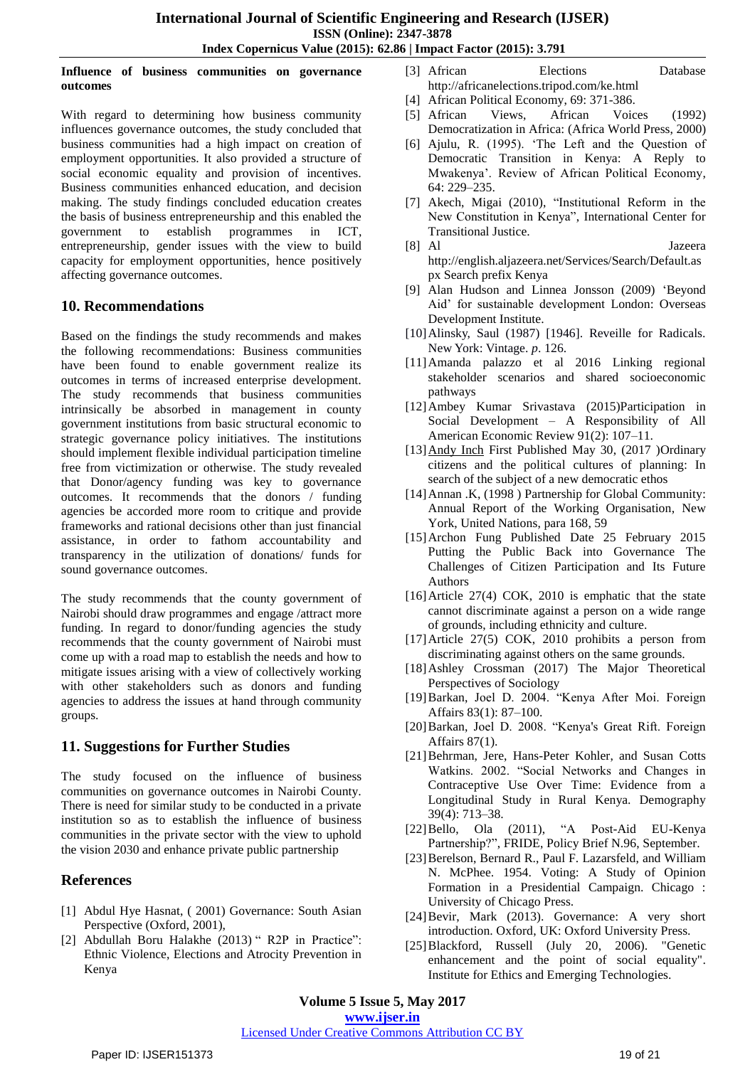**Influence of business communities on governance outcomes**

With regard to determining how business community influences governance outcomes, the study concluded that business communities had a high impact on creation of employment opportunities. It also provided a structure of social economic equality and provision of incentives. Business communities enhanced education, and decision making. The study findings concluded education creates the basis of business entrepreneurship and this enabled the government to establish programmes in ICT, entrepreneurship, gender issues with the view to build capacity for employment opportunities, hence positively affecting governance outcomes.

## 10. Recommendations

Based on the findings the study recommends and makes the following recommendations: Business communities have been found to enable government realize its outcomes in terms of increased enterprise development. The study recommends that business communities intrinsically be absorbed in management in county government institutions from basic structural economic to strategic governance policy initiatives. The institutions should implement flexible individual participation timeline free from victimization or otherwise. The study revealed that Donor/agency funding was key to governance outcomes. It recommends that the donors / funding agencies be accorded more room to critique and provide frameworks and rational decisions other than just financial assistance, in order to fathom accountability and transparency in the utilization of donations/ funds for sound governance outcomes.

The study recommends that the county government of Nairobi should draw programmes and engage /attract more funding. In regard to donor/funding agencies the study recommends that the county government of Nairobi must come up with a road map to establish the needs and how to mitigate issues arising with a view of collectively working with other stakeholders such as donors and funding agencies to address the issues at hand through community groups.

## 11. Suggestions for Further Studies

The study focused on the influence of business communities on governance outcomes in Nairobi County. There is need for similar study to be conducted in a private institution so as to establish the influence of business communities in the private sector with the view to uphold the vision 2030 and enhance private public partnership

## References

[1] Abdul Hye Hasnat, ( 2001) Governance: South Asian Perspective (Oxford, 2001),

[2] Abdullah Boru Halakhe (2013) " R2P in Practice": Ethnic Violence, Elections and Atrocity Prevention in Kenya

[3] African Elections Database http://africanelections.tripod.com/ke.html

[4] African Political Economy, 69: 371-386.

[5] African Views, African Voices (1992) Democratization in Africa: (Africa World Press, 2000)

[6] Ajulu, R. (1995). 'The Left and the Question of Democratic Transition in Kenya: A Reply to Mwakenya'. Review of African Political Economy, 64: 229–235.

[7] Akech, Migai (2010), "Institutional Reform in the New Constitution in Kenya", International Center for Transitional Justice.

[8] Al Jazeera http://english.aljazeera.net/Services/Search/Default.aspx Search prefix Kenya

[9] Alan Hudson and Linnea Jonsson (2009) 'Beyond Aid' for sustainable development London: Overseas Development Institute.

[10] Alinsky, Saul (1987) [1946]. Reveille for Radicals. New York: Vintage. *p*. 126.

[11] Amanda palazzo et al 2016 Linking regional stakeholder scenarios and shared socioeconomic pathways

[12] Ambey Kumar Srivastava (2015)Participation in Social Development – A Responsibility of All American Economic Review 91(2): 107–11.

[13] Andy Inch First Published May 30, (2017 )Ordinary citizens and the political cultures of planning: In search of the subject of a new democratic ethos

[14] Annan .K, (1998 ) Partnership for Global Community: Annual Report of the Working Organisation, New York, United Nations, para 168, 59

[15] Archon Fung Published Date 25 February 2015 Putting the Public Back into Governance The Challenges of Citizen Participation and Its Future Authors

[16] Article 27(4) COK, 2010 is emphatic that the state cannot discriminate against a person on a wide range of grounds, including ethnicity and culture.

[17] Article 27(5) COK, 2010 prohibits a person from discriminating against others on the same grounds.

[18] Ashley Crossman (2017) The Major Theoretical Perspectives of Sociology

[19] Barkan, Joel D. 2004. "Kenya After Moi. Foreign Affairs 83(1): 87–100.

[20] Barkan, Joel D. 2008. "Kenya's Great Rift. Foreign Affairs 87(1).

[21] Behrman, Jere, Hans-Peter Kohler, and Susan Cotts Watkins. 2002. "Social Networks and Changes in Contraceptive Use Over Time: Evidence from a Longitudinal Study in Rural Kenya. Demography 39(4): 713–38.

[22] Bello, Ola (2011), "A Post-Aid EU-Kenya Partnership?", FRIDE, Policy Brief N.96, September.

[23] Berelson, Bernard R., Paul F. Lazarsfeld, and William N. McPhee. 1954. Voting: A Study of Opinion Formation in a Presidential Campaign. Chicago : University of Chicago Press.

[24] Bevir, Mark (2013). Governance: A very short introduction. Oxford, UK: Oxford University Press.

[25] Blackford, Russell (July 20, 2006). "Genetic enhancement and the point of social equality". Institute for Ethics and Emerging Technologies.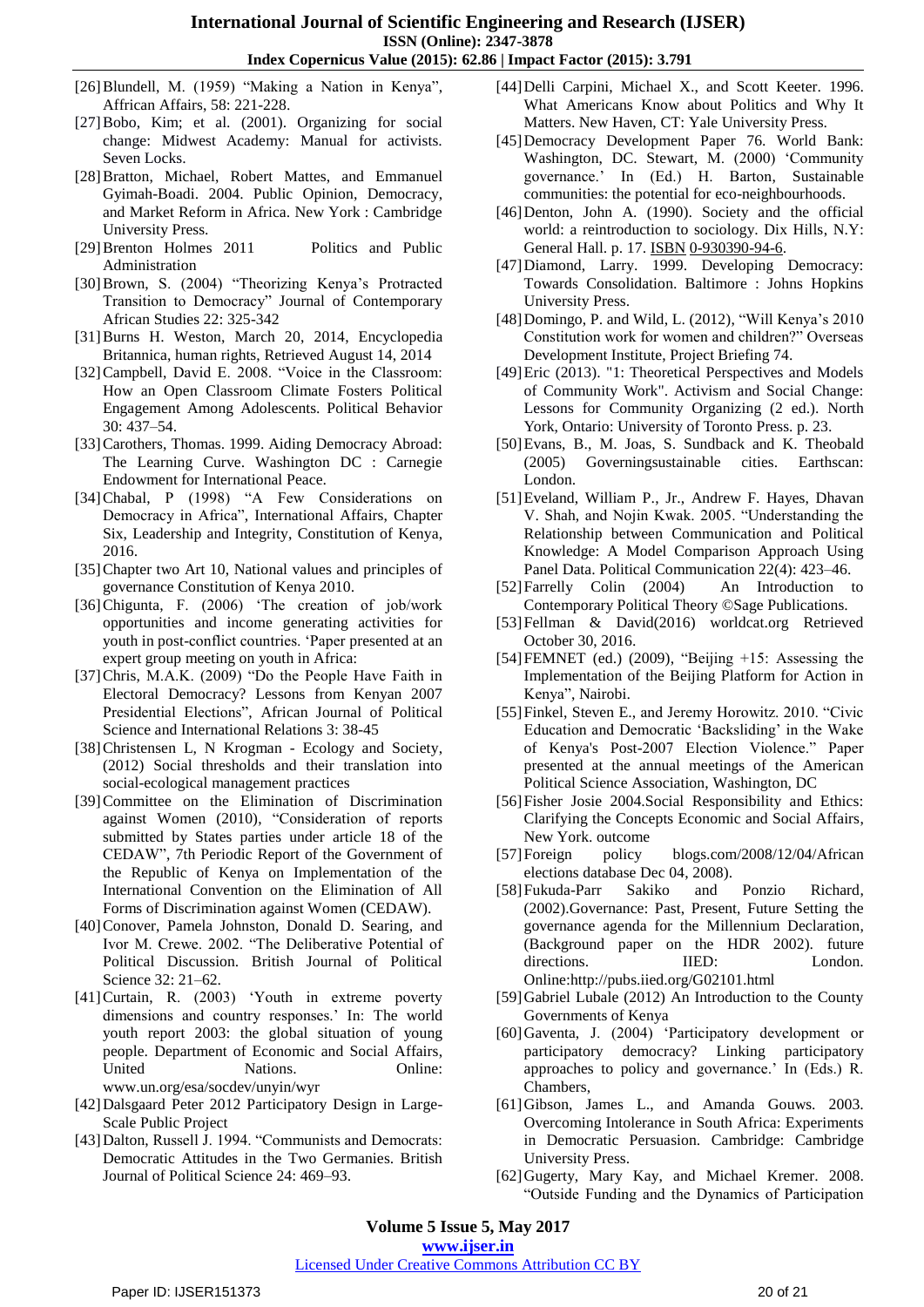[26] Blundell, M. (1959) "Making a Nation in Kenya", African Affairs, 58: 221-228.

[27] Bobo, Kim; et al. (2001). Organizing for social change: Midwest Academy: Manual for activists. Seven Locks.

[28] Bratton, Michael, Robert Mattes, and Emmanuel Gyimah-Boadi. 2004. Public Opinion, Democracy, and Market Reform in Africa. New York : Cambridge University Press.

[29] Brenton Holmes 2011 Politics and Public Administration

[30] Brown, S. (2004) "Theorizing Kenya's Protracted Transition to Democracy" Journal of Contemporary African Studies 22: 325-342

[31] Burns H. Weston, March 20, 2014, Encyclopedia Britannica, human rights, Retrieved August 14, 2014

[32] Campbell, David E. 2008. "Voice in the Classroom: How an Open Classroom Climate Fosters Political Engagement Among Adolescents. Political Behavior 30: 437–54.

[33] Carothers, Thomas. 1999. Aiding Democracy Abroad: The Learning Curve. Washington DC : Carnegie Endowment for International Peace.

[34] Chabal, P (1998) "A Few Considerations on Democracy in Africa", International Affairs, Chapter Six, Leadership and Integrity, Constitution of Kenya, 2016.

[35] Chapter two Art 10, National values and principles of governance Constitution of Kenya 2010.

[36] Chigunta, F. (2006) 'The creation of job/work opportunities and income generating activities for youth in post-conflict countries. 'Paper presented at an expert group meeting on youth in Africa:

[37] Chris, M.A.K. (2009) "Do the People Have Faith in Electoral Democracy? Lessons from Kenyan 2007 Presidential Elections", African Journal of Political Science and International Relations 3: 38-45

[38] Christensen L, N Krogman - Ecology and Society, (2012) Social thresholds and their translation into social-ecological management practices

[39] Committee on the Elimination of Discrimination against Women (2010), "Consideration of reports submitted by States parties under article 18 of the CEDAW", 7th Periodic Report of the Government of the Republic of Kenya on Implementation of the International Convention on the Elimination of All Forms of Discrimination against Women (CEDAW).

[40] Conover, Pamela Johnston, Donald D. Searing, and Ivor M. Crewe. 2002. "The Deliberative Potential of Political Discussion. British Journal of Political Science 32: 21–62.

[41] Curtain, R. (2003) 'Youth in extreme poverty dimensions and country responses.' In: The world youth report 2003: the global situation of young people. Department of Economic and Social Affairs, United Nations. Online: www.un.org/esa/socdev/unyin/wyr

[42] Dalsgaard Peter 2012 Participatory Design in Large-Scale Public Project

[43] Dalton, Russell J. 1994. "Communists and Democrats: Democratic Attitudes in the Two Germanies. British Journal of Political Science 24: 469–93.

[44] Delli Carpini, Michael X., and Scott Keeter. 1996. What Americans Know about Politics and Why It Matters. New Haven, CT: Yale University Press.

[45] Democracy Development Paper 76. World Bank: Washington, DC. Stewart, M. (2000) 'Community governance.' In (Ed.) H. Barton, Sustainable communities: the potential for eco-neighbourhoods.

[46] Denton, John A. (1990). Society and the official world: a reintroduction to sociology. Dix Hills, N.Y: General Hall. p. 17. ISBN 0-930390-94-6.

[47] Diamond, Larry. 1999. Developing Democracy: Towards Consolidation. Baltimore : Johns Hopkins University Press.

[48] Domingo, P. and Wild, L. (2012), "Will Kenya's 2010 Constitution work for women and children?" Overseas Development Institute, Project Briefing 74.

[49] Eric (2013). "1: Theoretical Perspectives and Models of Community Work". Activism and Social Change: Lessons for Community Organizing (2 ed.). North York, Ontario: University of Toronto Press. p. 23.

[50] Evans, B., M. Joas, S. Sundback and K. Theobald (2005) Governingsustainable cities. Earthscan: London.

[51] Eveland, William P., Jr., Andrew F. Hayes, Dhavan V. Shah, and Nojin Kwak. 2005. "Understanding the Relationship between Communication and Political Knowledge: A Model Comparison Approach Using Panel Data. Political Communication 22(4): 423–46.

[52] Farrelly Colin (2004) An Introduction to Contemporary Political Theory ©Sage Publications.

[53] Fellman & David(2016) worldcat.org Retrieved October 30, 2016.

[54] FEMNET (ed.) (2009), "Beijing +15: Assessing the Implementation of the Beijing Platform for Action in Kenya", Nairobi.

[55] Finkel, Steven E., and Jeremy Horowitz. 2010. "Civic Education and Democratic 'Backsliding' in the Wake of Kenya's Post-2007 Election Violence." Paper presented at the annual meetings of the American Political Science Association, Washington, DC

[56] Fisher Josie 2004.Social Responsibility and Ethics: Clarifying the Concepts Economic and Social Affairs, New York. outcome

[57] Foreign policy blogs.com/2008/12/04/African elections database Dec 04, 2008).

[58] Fukuda-Parr Sakiko and Ponzio Richard, (2002).Governance: Past, Present, Future Setting the governance agenda for the Millennium Declaration, (Background paper on the HDR 2002). future directions. IIED: London. Online:http://pubs.iied.org/G02101.html

[59] Gabriel Lubale (2012) An Introduction to the County Governments of Kenya

[60] Gaventa, J. (2004) 'Participatory development or participatory democracy? Linking participatory approaches to policy and governance.' In (Eds.) R. Chambers,

[61] Gibson, James L., and Amanda Gouws. 2003. Overcoming Intolerance in South Africa: Experiments in Democratic Persuasion. Cambridge: Cambridge University Press.

[62] Gugerty, Mary Kay, and Michael Kremer. 2008. "Outside Funding and the Dynamics of Participation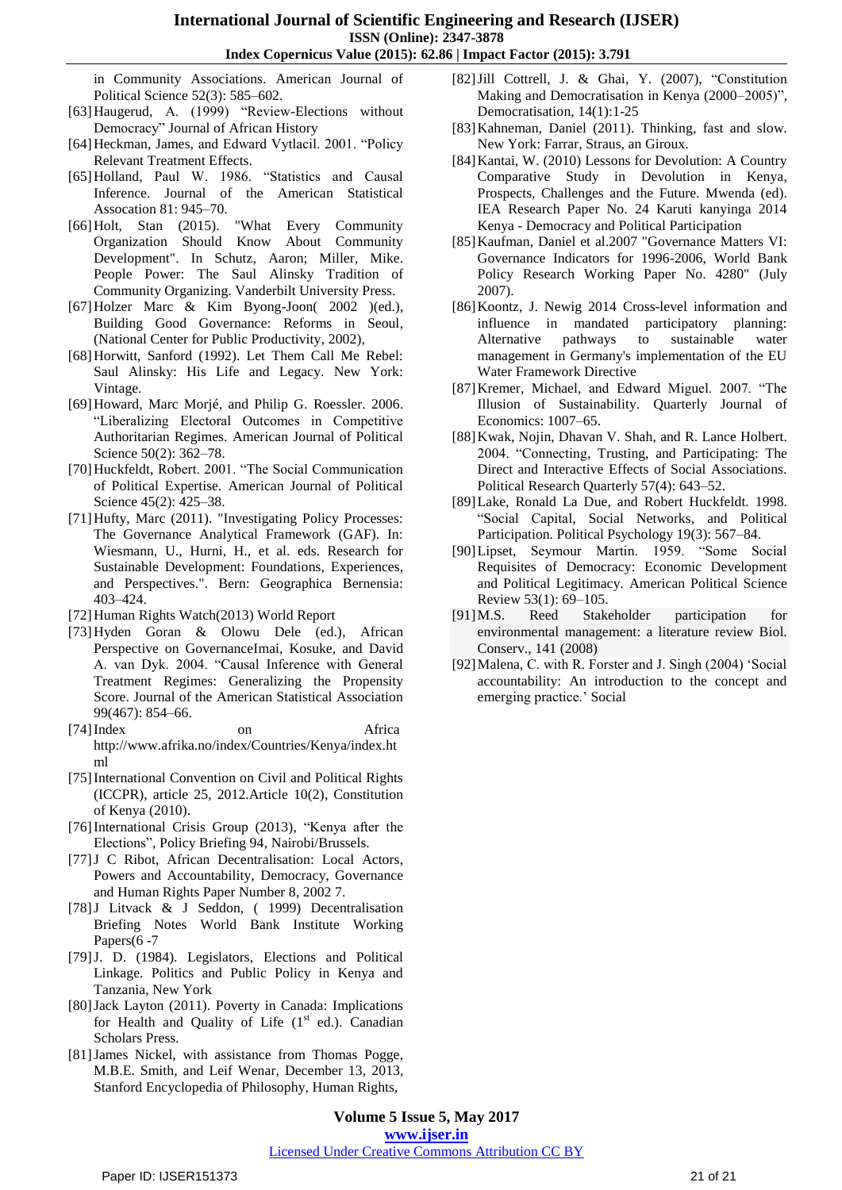in Community Associations. American Journal of Political Science 52(3): 585–602.

[63] Haugerud, A. (1999) "Review-Elections without Democracy" Journal of African History

[64] Heckman, James, and Edward Vytlacil. 2001. "Policy Relevant Treatment Effects.

[65] Holland, Paul W. 1986. "Statistics and Causal Inference. Journal of the American Statistical Assocation 81: 945–70.

[66] Holt, Stan (2015). "What Every Community Organization Should Know About Community Development". In Schutz, Aaron; Miller, Mike. People Power: The Saul Alinsky Tradition of Community Organizing. Vanderbilt University Press.

[67] Holzer Marc & Kim Byong-Joon( 2002 )(ed.), Building Good Governance: Reforms in Seoul, (National Center for Public Productivity, 2002),

[68] Horwitt, Sanford (1992). Let Them Call Me Rebel: Saul Alinsky: His Life and Legacy. New York: Vintage.

[69] Howard, Marc Morjé, and Philip G. Roessler. 2006. "Liberalizing Electoral Outcomes in Competitive Authoritarian Regimes. American Journal of Political Science 50(2): 362–78.

[70] Huckfeldt, Robert. 2001. "The Social Communication of Political Expertise. American Journal of Political Science 45(2): 425–38.

[71] Hufty, Marc (2011). "Investigating Policy Processes: The Governance Analytical Framework (GAF). In: Wiesmann, U., Hurni, H., et al. eds. Research for Sustainable Development: Foundations, Experiences, and Perspectives.". Bern: Geographica Bernensia: 403–424.

[72] Human Rights Watch(2013) World Report

[73] Hyden Goran & Olowu Dele (ed.), African Perspective on GovernanceImai, Kosuke, and David A. van Dyk. 2004. "Causal Inference with General Treatment Regimes: Generalizing the Propensity Score. Journal of the American Statistical Association 99(467): 854–66.

[74] Index on Africa http://www.afrika.no/index/Countries/Kenya/index.html

[75] International Convention on Civil and Political Rights (ICCPR), article 25, 2012.Article 10(2), Constitution of Kenya (2010).

[76] International Crisis Group (2013), "Kenya after the Elections", Policy Briefing 94, Nairobi/Brussels.

[77] J C Ribot, African Decentralisation: Local Actors, Powers and Accountability, Democracy, Governance and Human Rights Paper Number 8, 2002 7.

[78] J Litvack & J Seddon, ( 1999) Decentralisation Briefing Notes World Bank Institute Working Papers(6 -7

[79] J. D. (1984). Legislators, Elections and Political Linkage. Politics and Public Policy in Kenya and Tanzania, New York

[80] Jack Layton (2011). Poverty in Canada: Implications for Health and Quality of Life (1st ed.). Canadian Scholars Press.

[81] James Nickel, with assistance from Thomas Pogge, M.B.E. Smith, and Leif Wenar, December 13, 2013, Stanford Encyclopedia of Philosophy, Human Rights,

[82] Jill Cottrell, J. & Ghai, Y. (2007), "Constitution Making and Democratisation in Kenya (2000–2005)", Democratisation, 14(1):1-25

[83] Kahneman, Daniel (2011). Thinking, fast and slow. New York: Farrar, Straus, an Giroux.

[84] Kantai, W. (2010) Lessons for Devolution: A Country Comparative Study in Devolution in Kenya, Prospects, Challenges and the Future. Mwenda (ed). IEA Research Paper No. 24 Karuti kanyinga 2014 Kenya - Democracy and Political Participation

[85] Kaufman, Daniel et al.2007 "Governance Matters VI: Governance Indicators for 1996-2006, World Bank Policy Research Working Paper No. 4280" (July 2007).

[86] Koontz, J. Newig 2014 Cross-level information and influence in mandated participatory planning: Alternative pathways to sustainable water management in Germany's implementation of the EU Water Framework Directive

[87] Kremer, Michael, and Edward Miguel. 2007. "The Illusion of Sustainability. Quarterly Journal of Economics: 1007–65.

[88] Kwak, Nojin, Dhavan V. Shah, and R. Lance Holbert. 2004. "Connecting, Trusting, and Participating: The Direct and Interactive Effects of Social Associations. Political Research Quarterly 57(4): 643–52.

[89] Lake, Ronald La Due, and Robert Huckfeldt. 1998. "Social Capital, Social Networks, and Political Participation. Political Psychology 19(3): 567–84.

[90] Lipset, Seymour Martin. 1959. "Some Social Requisites of Democracy: Economic Development and Political Legitimacy. American Political Science Review 53(1): 69–105.

[91] M.S. Reed Stakeholder participation for environmental management: a literature review Biol. Conserv., 141 (2008)

[92] Malena, C. with R. Forster and J. Singh (2004) 'Social accountability: An introduction to the concept and emerging practice.' Social